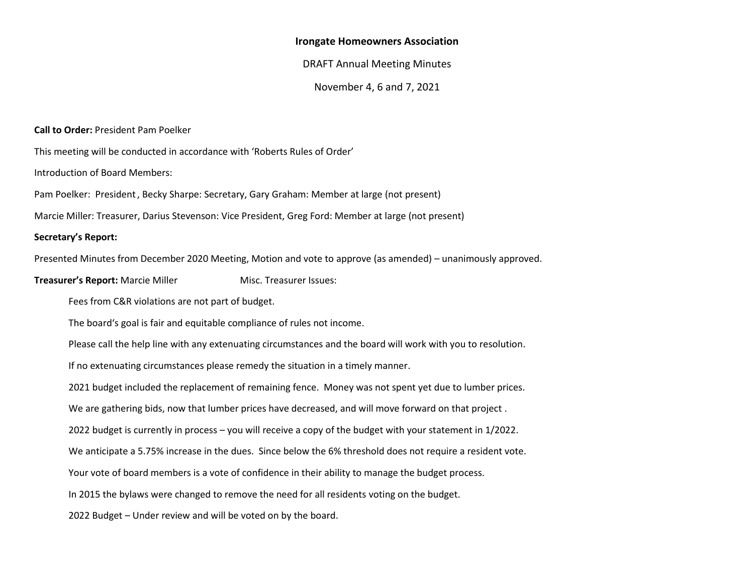**Irongate Homeowners Association**

DRAFT Annual Meeting Minutes

November 4, 6 and 7, 2021

**Call to Order:** President Pam Poelker

This meeting will be conducted in accordance with 'Roberts Rules of Order'

Introduction of Board Members:

Pam Poelker: President, Becky Sharpe: Secretary, Gary Graham: Member at large (not present)

Marcie Miller: Treasurer, Darius Stevenson: Vice President, Greg Ford: Member at large (not present)

**Secretary's Report:**

Presented Minutes from December 2020 Meeting, Motion and vote to approve (as amended) – unanimously approved.

**Treasurer's Report:** Marcie Miller Misc. Treasurer Issues:

Fees from C&R violations are not part of budget.

The board's goal is fair and equitable compliance of rules not income.

Please call the help line with any extenuating circumstances and the board will work with you to resolution.

If no extenuating circumstances please remedy the situation in a timely manner.

2021 budget included the replacement of remaining fence. Money was not spent yet due to lumber prices.

We are gathering bids, now that lumber prices have decreased, and will move forward on that project .

2022 budget is currently in process – you will receive a copy of the budget with your statement in 1/2022.

We anticipate a 5.75% increase in the dues. Since below the 6% threshold does not require a resident vote.

Your vote of board members is a vote of confidence in their ability to manage the budget process.

In 2015 the bylaws were changed to remove the need for all residents voting on the budget.

2022 Budget – Under review and will be voted on by the board.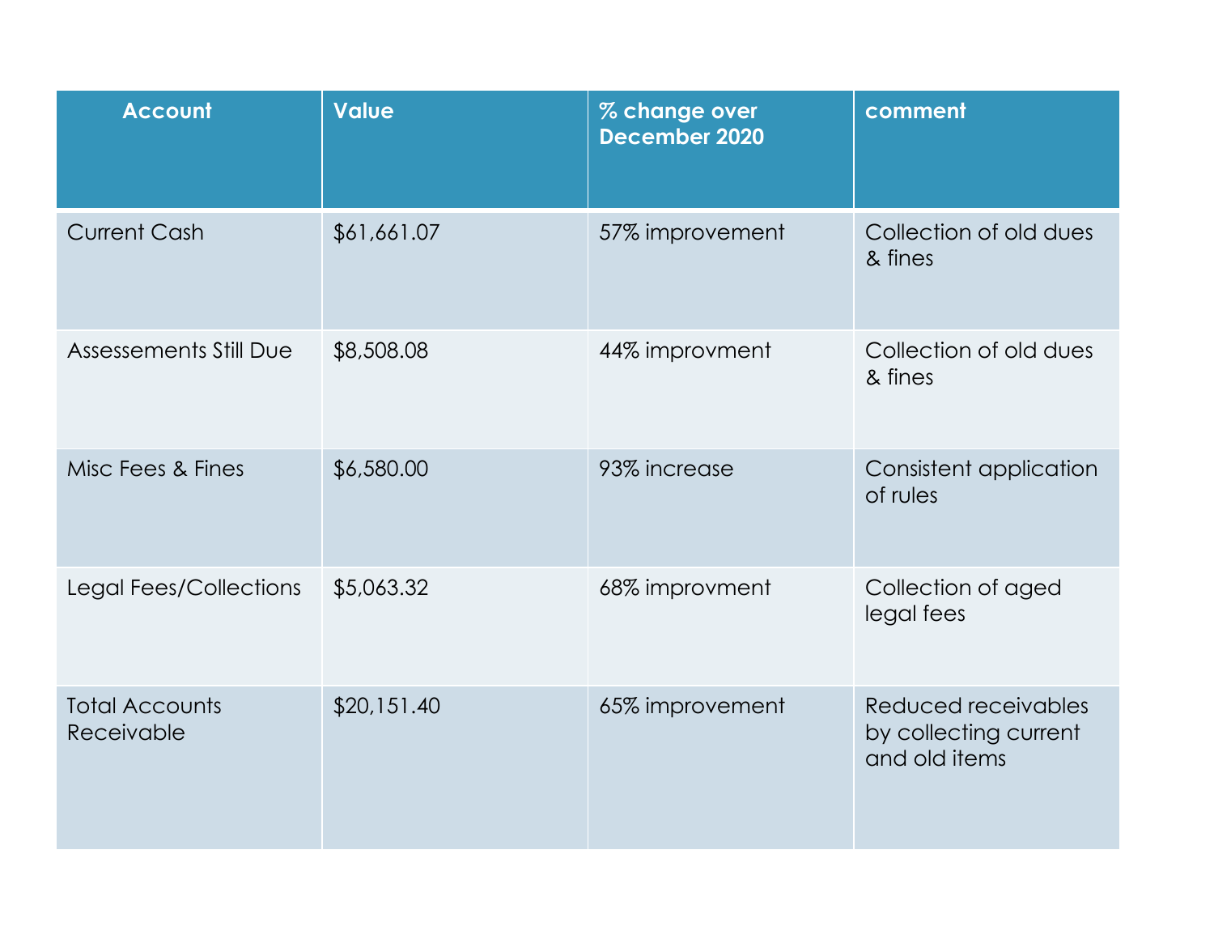| Account | Value | % change over December 2020 | comment |
| --- | --- | --- | --- |
| Current Cash | $61,661.07 | 57% improvement | Collection of old dues & fines |
| Assessements Still Due | $8,508.08 | 44% improvment | Collection of old dues & fines |
| Misc Fees & Fines | $6,580.00 | 93% increase | Consistent application of rules |
| Legal Fees/Collections | $5,063.32 | 68% improvment | Collection of aged legal fees |
| Total Accounts Receivable | $20,151.40 | 65% improvement | Reduced receivables by collecting current and old items |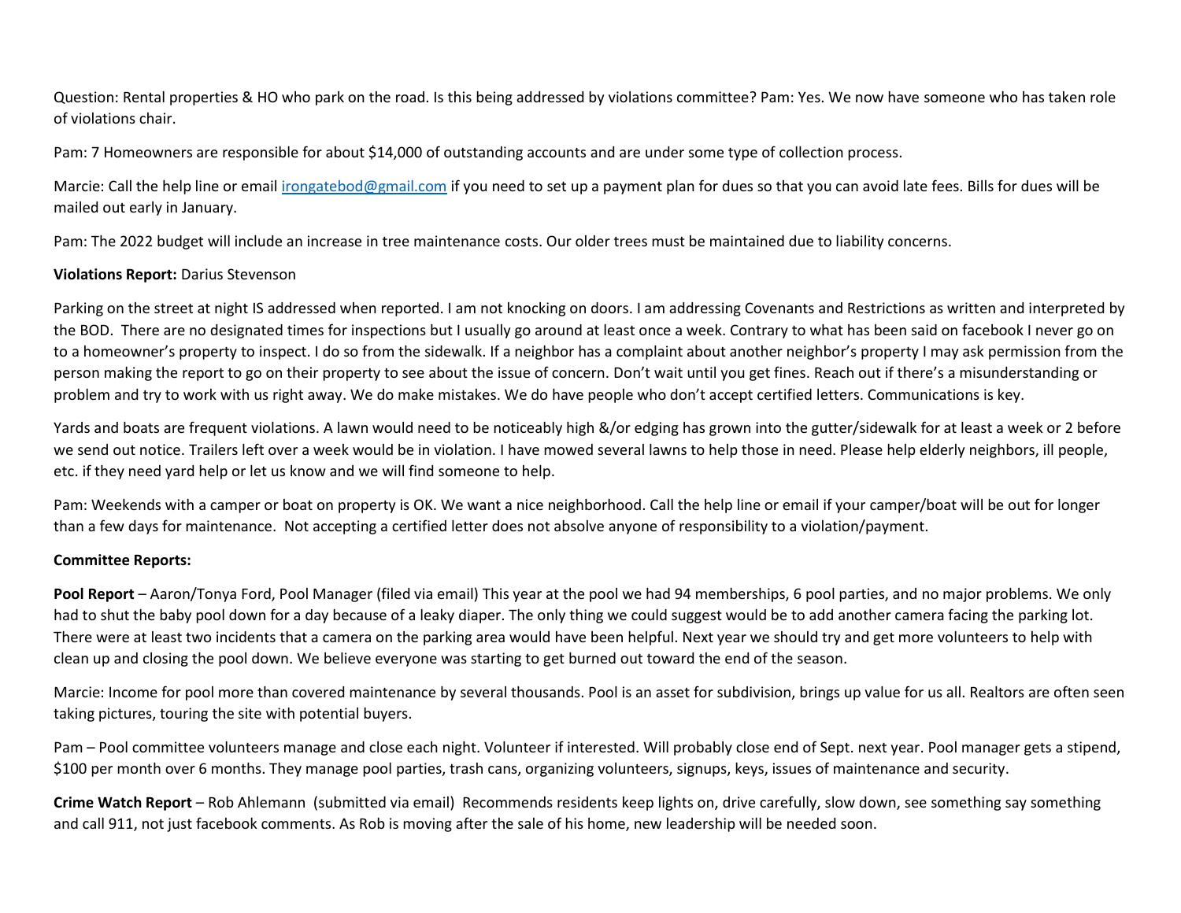Question: Rental properties & HO who park on the road. Is this being addressed by violations committee? Pam: Yes. We now have someone who has taken role of violations chair.

Pam: 7 Homeowners are responsible for about $14,000 of outstanding accounts and are under some type of collection process.

Marcie: Call the help line or email [irongatebod@gmail.com](mailto:irongatebod@gmail.com) if you need to set up a payment plan for dues so that you can avoid late fees. Bills for dues will be mailed out early in January.

Pam: The 2022 budget will include an increase in tree maintenance costs. Our older trees must be maintained due to liability concerns.

**Violations Report:** Darius Stevenson

Parking on the street at night IS addressed when reported. I am not knocking on doors. I am addressing Covenants and Restrictions as written and interpreted by the BOD. There are no designated times for inspections but I usually go around at least once a week. Contrary to what has been said on facebook I never go on to a homeowner's property to inspect. I do so from the sidewalk. If a neighbor has a complaint about another neighbor's property I may ask permission from the person making the report to go on their property to see about the issue of concern. Don't wait until you get fines. Reach out if there's a misunderstanding or problem and try to work with us right away. We do make mistakes. We do have people who don't accept certified letters. Communications is key.

Yards and boats are frequent violations. A lawn would need to be noticeably high &/or edging has grown into the gutter/sidewalk for at least a week or 2 before we send out notice. Trailers left over a week would be in violation. I have mowed several lawns to help those in need. Please help elderly neighbors, ill people, etc. if they need yard help or let us know and we will find someone to help.

Pam: Weekends with a camper or boat on property is OK. We want a nice neighborhood. Call the help line or email if your camper/boat will be out for longer than a few days for maintenance. Not accepting a certified letter does not absolve anyone of responsibility to a violation/payment.

**Committee Reports:**

**Pool Report** – Aaron/Tonya Ford, Pool Manager (filed via email) This year at the pool we had 94 memberships, 6 pool parties, and no major problems. We only had to shut the baby pool down for a day because of a leaky diaper. The only thing we could suggest would be to add another camera facing the parking lot. There were at least two incidents that a camera on the parking area would have been helpful. Next year we should try and get more volunteers to help with clean up and closing the pool down. We believe everyone was starting to get burned out toward the end of the season.

Marcie: Income for pool more than covered maintenance by several thousands. Pool is an asset for subdivision, brings up value for us all. Realtors are often seen taking pictures, touring the site with potential buyers.

Pam – Pool committee volunteers manage and close each night. Volunteer if interested. Will probably close end of Sept. next year. Pool manager gets a stipend, $100 per month over 6 months. They manage pool parties, trash cans, organizing volunteers, signups, keys, issues of maintenance and security.

**Crime Watch Report** – Rob Ahlemann (submitted via email) Recommends residents keep lights on, drive carefully, slow down, see something say something and call 911, not just facebook comments. As Rob is moving after the sale of his home, new leadership will be needed soon.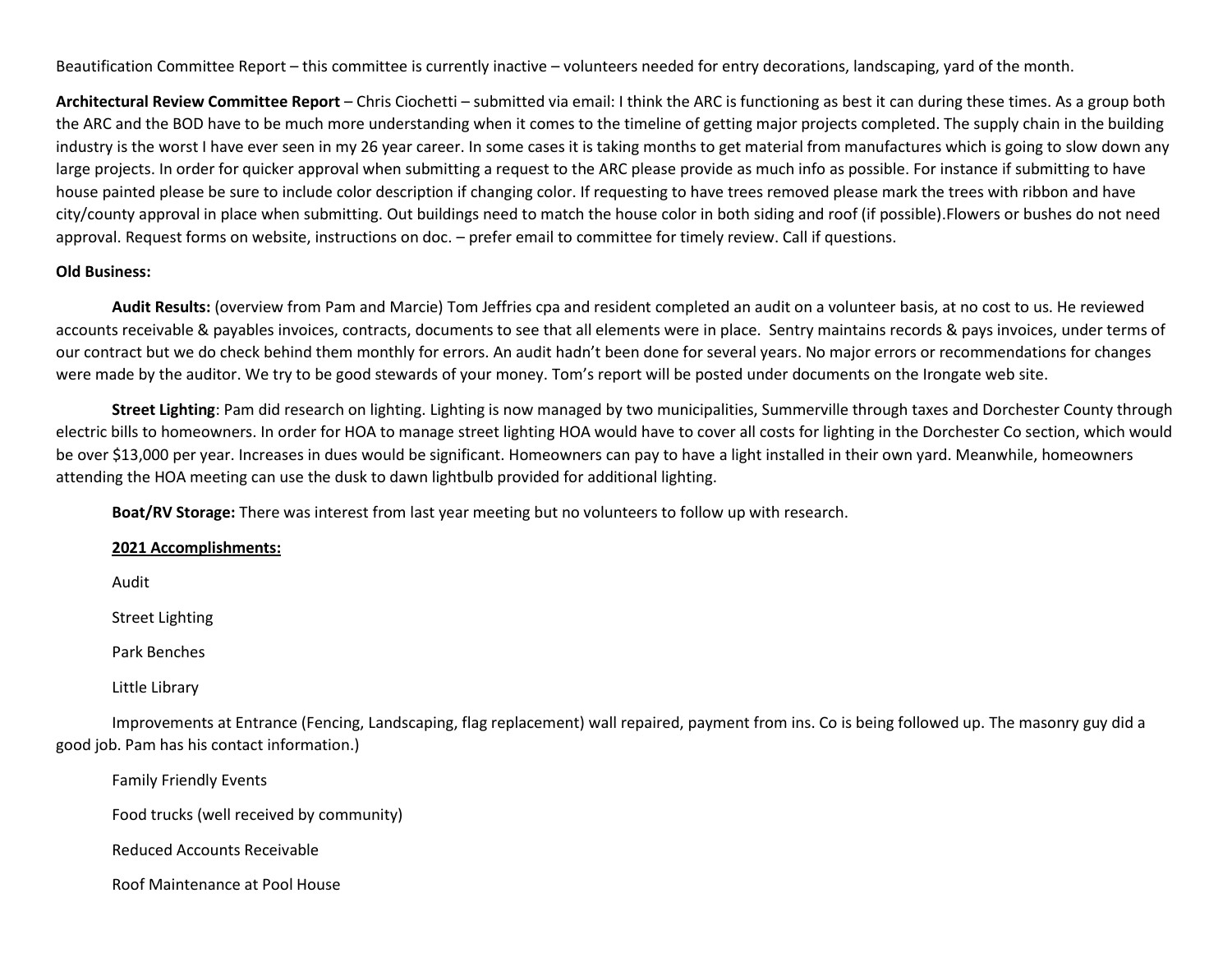Beautification Committee Report – this committee is currently inactive – volunteers needed for entry decorations, landscaping, yard of the month.

**Architectural Review Committee Report** – Chris Ciochetti – submitted via email: I think the ARC is functioning as best it can during these times. As a group both the ARC and the BOD have to be much more understanding when it comes to the timeline of getting major projects completed. The supply chain in the building industry is the worst I have ever seen in my 26 year career. In some cases it is taking months to get material from manufactures which is going to slow down any large projects. In order for quicker approval when submitting a request to the ARC please provide as much info as possible. For instance if submitting to have house painted please be sure to include color description if changing color. If requesting to have trees removed please mark the trees with ribbon and have city/county approval in place when submitting. Out buildings need to match the house color in both siding and roof (if possible).Flowers or bushes do not need approval. Request forms on website, instructions on doc. – prefer email to committee for timely review. Call if questions.

**Old Business:**

**Audit Results:** (overview from Pam and Marcie) Tom Jeffries cpa and resident completed an audit on a volunteer basis, at no cost to us. He reviewed accounts receivable & payables invoices, contracts, documents to see that all elements were in place. Sentry maintains records & pays invoices, under terms of our contract but we do check behind them monthly for errors. An audit hadn't been done for several years. No major errors or recommendations for changes were made by the auditor. We try to be good stewards of your money. Tom's report will be posted under documents on the Irongate web site.

**Street Lighting**: Pam did research on lighting. Lighting is now managed by two municipalities, Summerville through taxes and Dorchester County through electric bills to homeowners. In order for HOA to manage street lighting HOA would have to cover all costs for lighting in the Dorchester Co section, which would be over $13,000 per year. Increases in dues would be significant. Homeowners can pay to have a light installed in their own yard. Meanwhile, homeowners attending the HOA meeting can use the dusk to dawn lightbulb provided for additional lighting.

**Boat/RV Storage:** There was interest from last year meeting but no volunteers to follow up with research.

**<u>2021 Accomplishments:</u>**

Audit

Street Lighting

Park Benches

Little Library

Improvements at Entrance (Fencing, Landscaping, flag replacement) wall repaired, payment from ins. Co is being followed up. The masonry guy did a good job. Pam has his contact information.)

Family Friendly Events

Food trucks (well received by community)

Reduced Accounts Receivable

Roof Maintenance at Pool House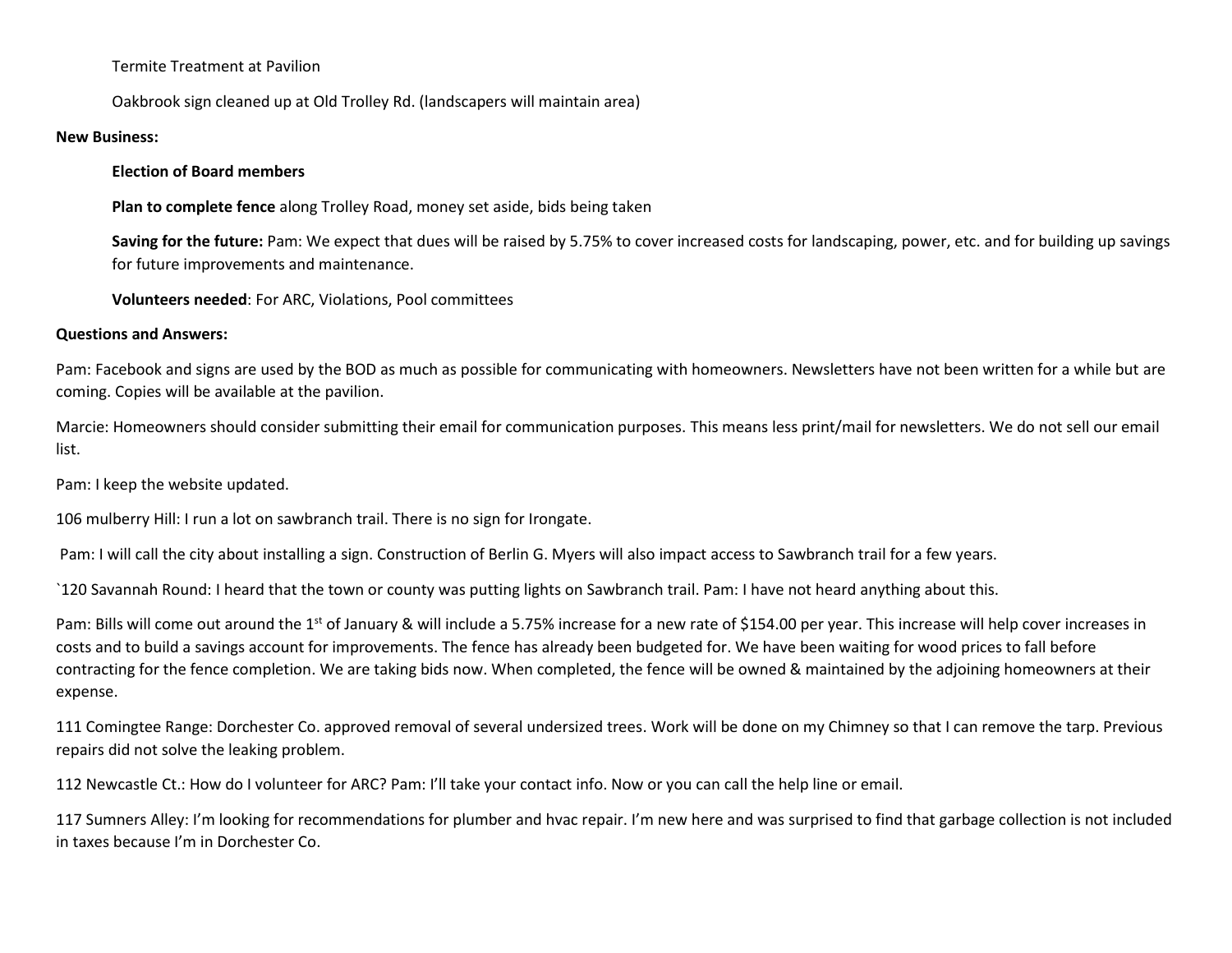Termite Treatment at Pavilion

Oakbrook sign cleaned up at Old Trolley Rd. (landscapers will maintain area)

**New Business:**

**Election of Board members**

**Plan to complete fence** along Trolley Road, money set aside, bids being taken

**Saving for the future:** Pam: We expect that dues will be raised by 5.75% to cover increased costs for landscaping, power, etc. and for building up savings for future improvements and maintenance.

**Volunteers needed**: For ARC, Violations, Pool committees

**Questions and Answers:**

Pam: Facebook and signs are used by the BOD as much as possible for communicating with homeowners. Newsletters have not been written for a while but are coming. Copies will be available at the pavilion.

Marcie: Homeowners should consider submitting their email for communication purposes. This means less print/mail for newsletters. We do not sell our email list.

Pam: I keep the website updated.

106 mulberry Hill: I run a lot on sawbranch trail. There is no sign for Irongate.

Pam: I will call the city about installing a sign. Construction of Berlin G. Myers will also impact access to Sawbranch trail for a few years.

`120 Savannah Round: I heard that the town or county was putting lights on Sawbranch trail. Pam: I have not heard anything about this.

Pam: Bills will come out around the 1st of January & will include a 5.75% increase for a new rate of $154.00 per year. This increase will help cover increases in costs and to build a savings account for improvements. The fence has already been budgeted for. We have been waiting for wood prices to fall before contracting for the fence completion. We are taking bids now. When completed, the fence will be owned & maintained by the adjoining homeowners at their expense.

111 Comingtee Range: Dorchester Co. approved removal of several undersized trees. Work will be done on my Chimney so that I can remove the tarp. Previous repairs did not solve the leaking problem.

112 Newcastle Ct.: How do I volunteer for ARC? Pam: I'll take your contact info. Now or you can call the help line or email.

117 Sumners Alley: I'm looking for recommendations for plumber and hvac repair. I'm new here and was surprised to find that garbage collection is not included in taxes because I'm in Dorchester Co.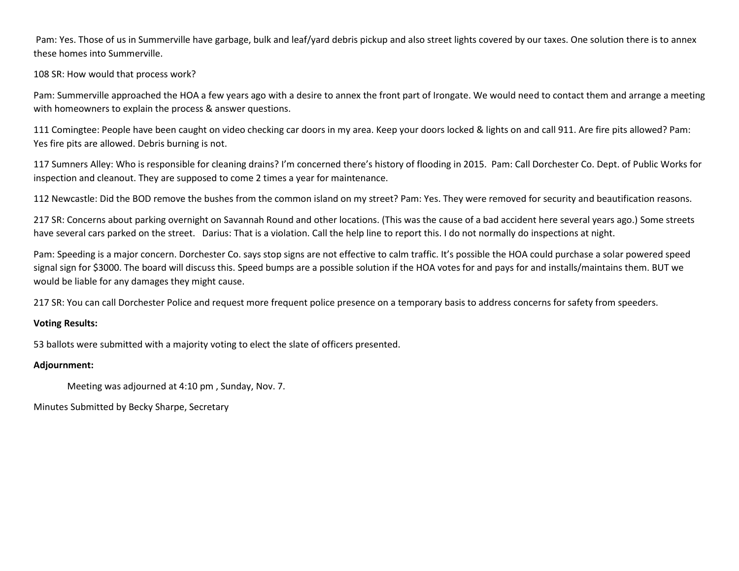Pam: Yes. Those of us in Summerville have garbage, bulk and leaf/yard debris pickup and also street lights covered by our taxes. One solution there is to annex these homes into Summerville.

108 SR: How would that process work?

Pam: Summerville approached the HOA a few years ago with a desire to annex the front part of Irongate. We would need to contact them and arrange a meeting with homeowners to explain the process & answer questions.

111 Comingtee: People have been caught on video checking car doors in my area. Keep your doors locked & lights on and call 911. Are fire pits allowed? Pam: Yes fire pits are allowed. Debris burning is not.

117 Sumners Alley: Who is responsible for cleaning drains? I'm concerned there's history of flooding in 2015. Pam: Call Dorchester Co. Dept. of Public Works for inspection and cleanout. They are supposed to come 2 times a year for maintenance.

112 Newcastle: Did the BOD remove the bushes from the common island on my street? Pam: Yes. They were removed for security and beautification reasons.

217 SR: Concerns about parking overnight on Savannah Round and other locations. (This was the cause of a bad accident here several years ago.) Some streets have several cars parked on the street. Darius: That is a violation. Call the help line to report this. I do not normally do inspections at night.

Pam: Speeding is a major concern. Dorchester Co. says stop signs are not effective to calm traffic. It's possible the HOA could purchase a solar powered speed signal sign for $3000. The board will discuss this. Speed bumps are a possible solution if the HOA votes for and pays for and installs/maintains them. BUT we would be liable for any damages they might cause.

217 SR: You can call Dorchester Police and request more frequent police presence on a temporary basis to address concerns for safety from speeders.

**Voting Results:**

53 ballots were submitted with a majority voting to elect the slate of officers presented.

**Adjournment:**

Meeting was adjourned at 4:10 pm , Sunday, Nov. 7.

Minutes Submitted by Becky Sharpe, Secretary